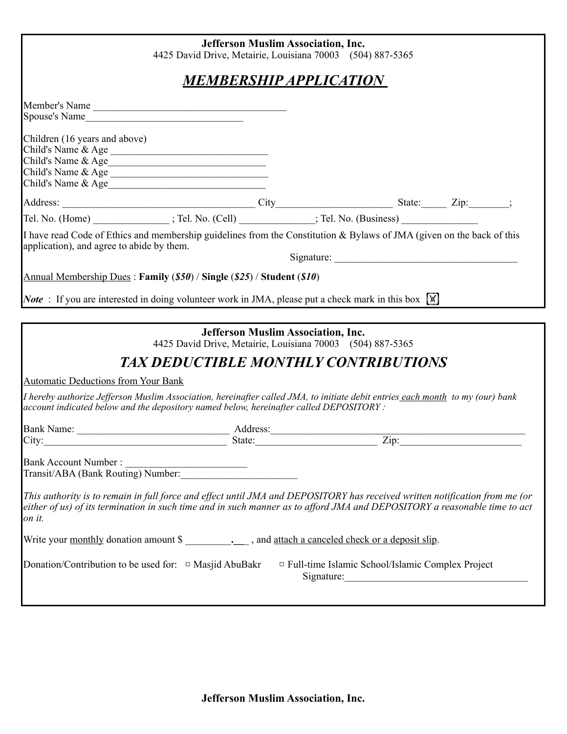**Jefferson Muslim Association, Inc.**
4425 David Drive, Metairie, Louisiana 70003 (504) 887-5365

# ***MEMBERSHIP APPLICATION***

Member's Name ______________________________________
Spouse's Name______________________________

Children (16 years and above)
Child's Name & Age ______________________________
Child's Name & Age______________________________
Child's Name & Age ______________________________
Child's Name & Age______________________________

Address: ______________________________________ City______________________ State:_____ Zip:________;

Tel. No. (Home) _______________ ; Tel. No. (Cell) ______________; Tel. No. (Business) _______________

I have read Code of Ethics and membership guidelines from the Constitution & Bylaws of JMA (given on the back of this application), and agree to abide by them.

Signature: ____________________________________

Annual Membership Dues : **Family** (***$50***) / **Single** (***$25***) / **Student** (***$10***)

***Note*** : If you are interested in doing volunteer work in JMA, please put a check mark in this box ☒

---

**Jefferson Muslim Association, Inc.**
4425 David Drive, Metairie, Louisiana 70003 (504) 887-5365

## ***TAX DEDUCTIBLE MONTHLY CONTRIBUTIONS***

Automatic Deductions from Your Bank

*I hereby authorize Jefferson Muslim Association, hereinafter called JMA, to initiate debit entries each month to my (our) bank account indicated below and the depository named below, hereinafter called DEPOSITORY :*

Bank Name: ______________________________ Address:____________________________________________________
City:____________________________________ State:________________________ Zip:________________________

Bank Account Number : ________________________
Transit/ABA (Bank Routing) Number:_______________________

*This authority is to remain in full force and effect until JMA and DEPOSITORY has received written notification from me (or either of us) of its termination in such time and in such manner as to afford JMA and DEPOSITORY a reasonable time to act on it.*

Write your monthly donation amount $ _________.___ , and attach a canceled check or a deposit slip.

Donation/Contribution to be used for: □ Masjid AbuBakr □ Full-time Islamic School/Islamic Complex Project

Signature:____________________________________

**Jefferson Muslim Association, Inc.**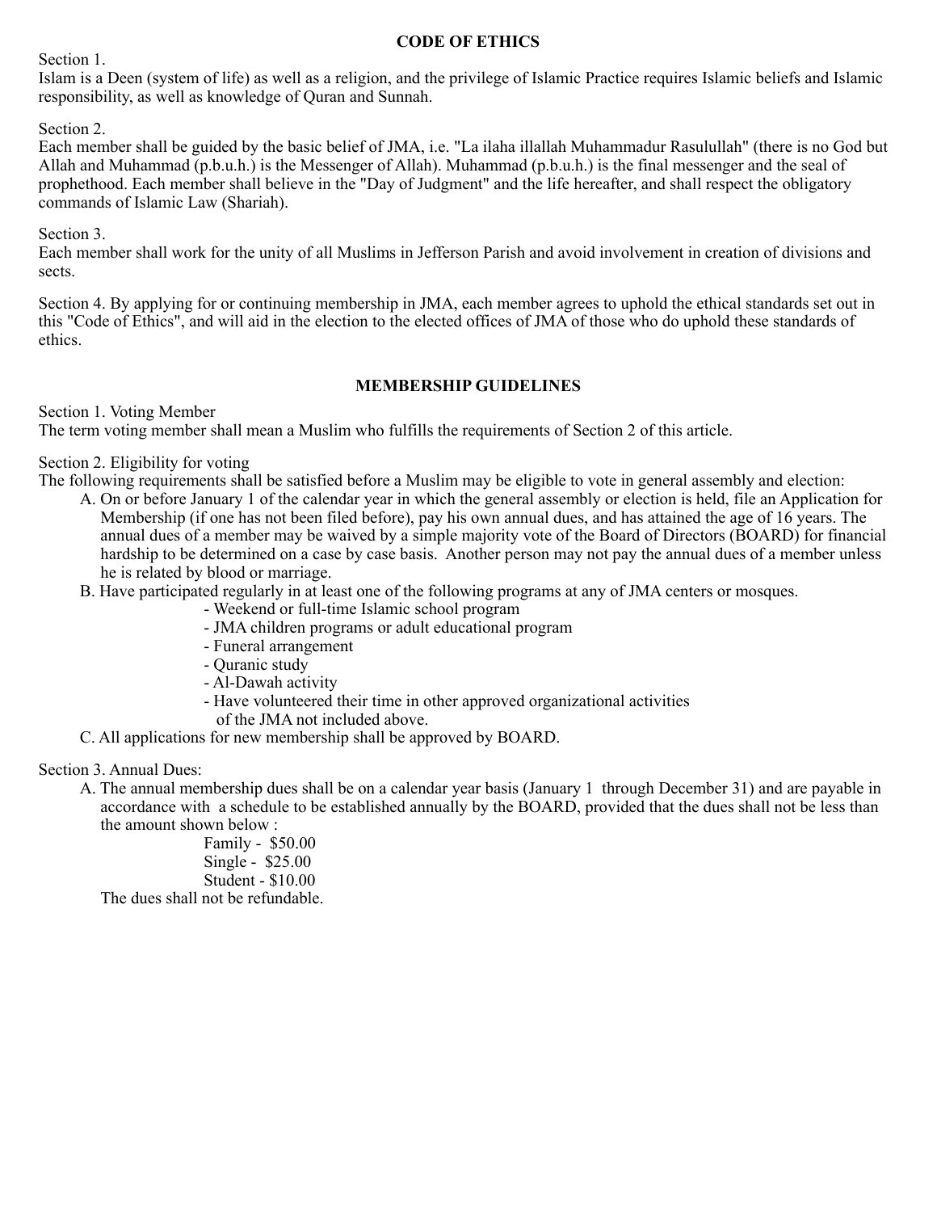## CODE OF ETHICS

Section 1.
Islam is a Deen (system of life) as well as a religion, and the privilege of Islamic Practice requires Islamic beliefs and Islamic responsibility, as well as knowledge of Quran and Sunnah.

Section 2.
Each member shall be guided by the basic belief of JMA, i.e. "La ilaha illallah Muhammadur Rasulullah" (there is no God but Allah and Muhammad (p.b.u.h.) is the Messenger of Allah). Muhammad (p.b.u.h.) is the final messenger and the seal of prophethood. Each member shall believe in the "Day of Judgment" and the life hereafter, and shall respect the obligatory commands of Islamic Law (Shariah).

Section 3.
Each member shall work for the unity of all Muslims in Jefferson Parish and avoid involvement in creation of divisions and sects.

Section 4. By applying for or continuing membership in JMA, each member agrees to uphold the ethical standards set out in this "Code of Ethics", and will aid in the election to the elected offices of JMA of those who do uphold these standards of ethics.

## MEMBERSHIP GUIDELINES

Section 1. Voting Member
The term voting member shall mean a Muslim who fulfills the requirements of Section 2 of this article.

Section 2. Eligibility for voting
The following requirements shall be satisfied before a Muslim may be eligible to vote in general assembly and election:

A. On or before January 1 of the calendar year in which the general assembly or election is held, file an Application for Membership (if one has not been filed before), pay his own annual dues, and has attained the age of 16 years. The annual dues of a member may be waived by a simple majority vote of the Board of Directors (BOARD) for financial hardship to be determined on a case by case basis. Another person may not pay the annual dues of a member unless he is related by blood or marriage.

B. Have participated regularly in at least one of the following programs at any of JMA centers or mosques.
- Weekend or full-time Islamic school program
- JMA children programs or adult educational program
- Funeral arrangement
- Quranic study
- Al-Dawah activity
- Have volunteered their time in other approved organizational activities of the JMA not included above.

C. All applications for new membership shall be approved by BOARD.

Section 3. Annual Dues:

A. The annual membership dues shall be on a calendar year basis (January 1 through December 31) and are payable in accordance with a schedule to be established annually by the BOARD, provided that the dues shall not be less than the amount shown below :

Family - $50.00
Single - $25.00
Student - $10.00

The dues shall not be refundable.